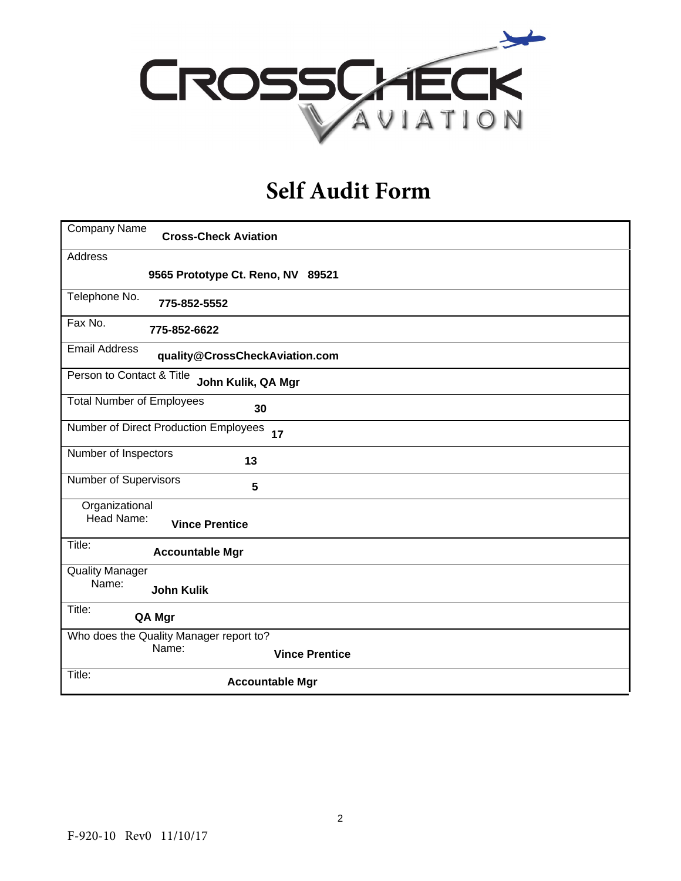# Self Audit Form

| Field | Value |
|---|---|
| Company Name | **Cross-Check Aviation** |
| Address | **9565 Prototype Ct. Reno, NV 89521** |
| Telephone No. | **775-852-5552** |
| Fax No. | **775-852-6622** |
| Email Address | **quality@CrossCheckAviation.com** |
| Person to Contact & Title | **John Kulik, QA Mgr** |
| Total Number of Employees | **30** |
| Number of Direct Production Employees | **17** |
| Number of Inspectors | **13** |
| Number of Supervisors | **5** |
| Organizational Head Name: | **Vince Prentice** |
| Title: | **Accountable Mgr** |
| Quality Manager Name: | **John Kulik** |
| Title: | **QA Mgr** |
| Who does the Quality Manager report to? Name: | **Vince Prentice** |
| Title: | **Accountable Mgr** |

F-920-10 Rev0 11/10/17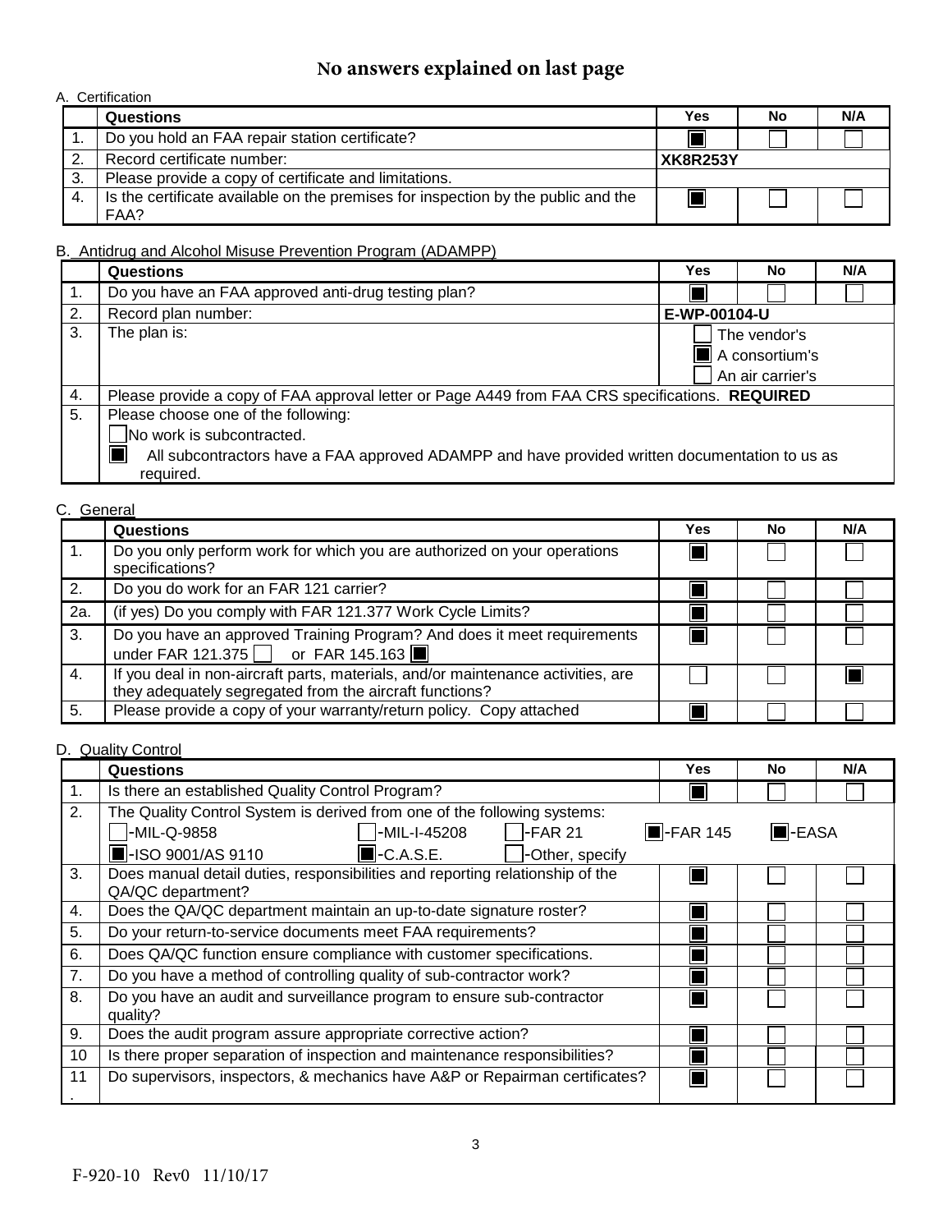# No answers explained on last page

## A. Certification

| | Questions | Yes | No | N/A |
|---|---|---|---|---|
| 1. | Do you hold an FAA repair station certificate? | ☒ | ☐ | ☐ |
| 2. | Record certificate number: | XK8R253Y | | |
| 3. | Please provide a copy of certificate and limitations. | | | |
| 4. | Is the certificate available on the premises for inspection by the public and the FAA? | ☒ | ☐ | ☐ |

## B. Antidrug and Alcohol Misuse Prevention Program (ADAMPP)

| | Questions | Yes | No | N/A |
|---|---|---|---|---|
| 1. | Do you have an FAA approved anti-drug testing plan? | ☒ | ☐ | ☐ |
| 2. | Record plan number: | E-WP-00104-U | | |
| 3. | The plan is: | ☐ The vendor's<br>☒ A consortium's<br>☐ An air carrier's | | |
| 4. | Please provide a copy of FAA approval letter or Page A449 from FAA CRS specifications. **REQUIRED** | | | |
| 5. | Please choose one of the following:<br>☐ No work is subcontracted.<br>☒ All subcontractors have a FAA approved ADAMPP and have provided written documentation to us as required. | | | |

## C. General

| | Questions | Yes | No | N/A |
|---|---|---|---|---|
| 1. | Do you only perform work for which you are authorized on your operations specifications? | ☒ | ☐ | ☐ |
| 2. | Do you do work for an FAR 121 carrier? | ☒ | ☐ | ☐ |
| 2a. | (if yes) Do you comply with FAR 121.377 Work Cycle Limits? | ☒ | ☐ | ☐ |
| 3. | Do you have an approved Training Program? And does it meet requirements under FAR 121.375 ☐ or FAR 145.163 ☒ | ☒ | ☐ | ☐ |
| 4. | If you deal in non-aircraft parts, materials, and/or maintenance activities, are they adequately segregated from the aircraft functions? | ☐ | ☐ | ☒ |
| 5. | Please provide a copy of your warranty/return policy. Copy attached | ☒ | ☐ | ☐ |

## D. Quality Control

| | Questions | Yes | No | N/A |
|---|---|---|---|---|
| 1. | Is there an established Quality Control Program? | ☒ | ☐ | ☐ |
| 2. | The Quality Control System is derived from one of the following systems:<br>☐-MIL-Q-9858 ☐-MIL-I-45208 ☐-FAR 21 ☒-FAR 145 ☒-EASA<br>☒-ISO 9001/AS 9110 ☒-C.A.S.E. ☐-Other, specify | | | |
| 3. | Does manual detail duties, responsibilities and reporting relationship of the QA/QC department? | ☒ | ☐ | ☐ |
| 4. | Does the QA/QC department maintain an up-to-date signature roster? | ☒ | ☐ | ☐ |
| 5. | Do your return-to-service documents meet FAA requirements? | ☒ | ☐ | ☐ |
| 6. | Does QA/QC function ensure compliance with customer specifications. | ☒ | ☐ | ☐ |
| 7. | Do you have a method of controlling quality of sub-contractor work? | ☒ | ☐ | ☐ |
| 8. | Do you have an audit and surveillance program to ensure sub-contractor quality? | ☒ | ☐ | ☐ |
| 9. | Does the audit program assure appropriate corrective action? | ☒ | ☐ | ☐ |
| 10 | Is there proper separation of inspection and maintenance responsibilities? | ☒ | ☐ | ☐ |
| 11. | Do supervisors, inspectors, & mechanics have A&P or Repairman certificates? | ☒ | ☐ | ☐ |

F-920-10 Rev0 11/10/17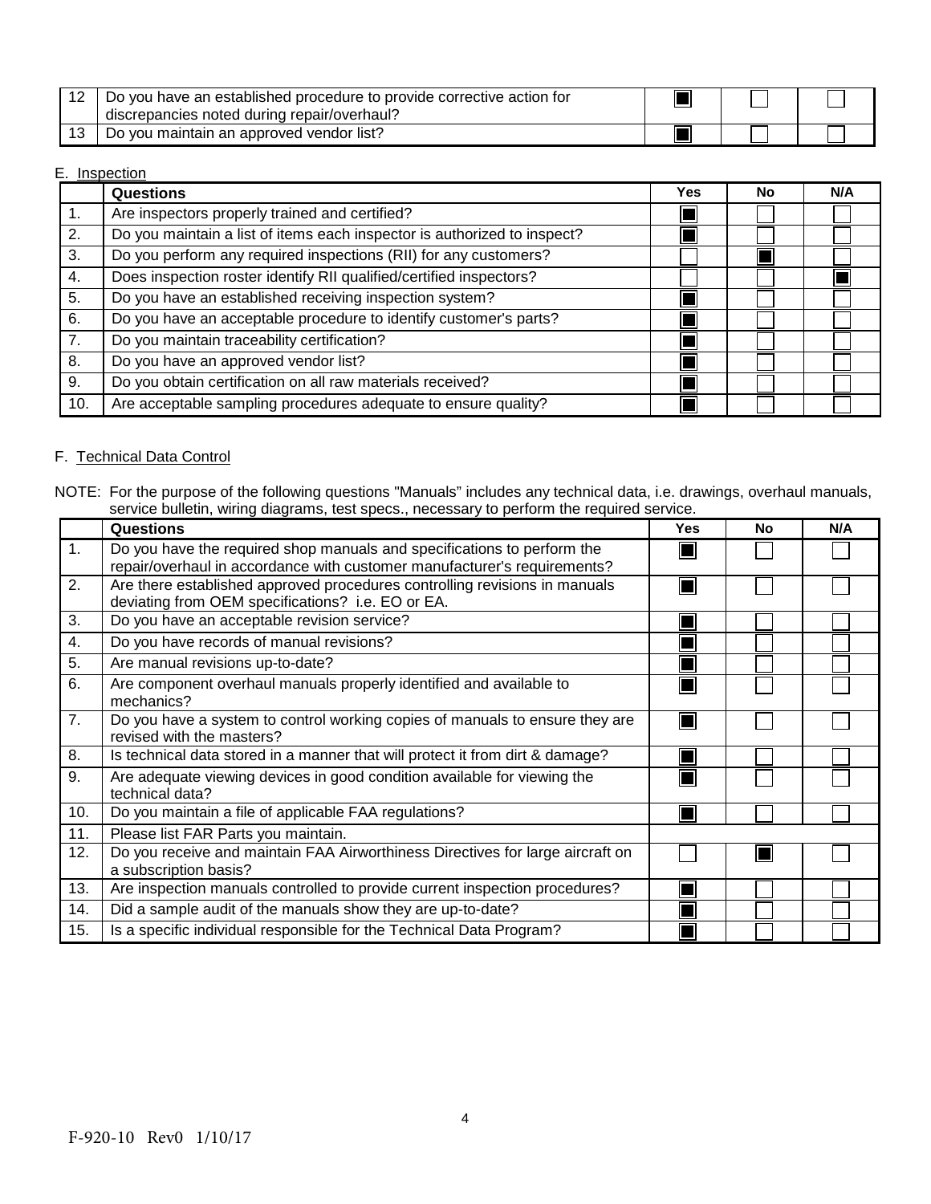| | | Yes | No | N/A |
|---|---|---|---|---|
| 12 | Do you have an established procedure to provide corrective action for discrepancies noted during repair/overhaul? | ■ | ☐ | ☐ |
| 13 | Do you maintain an approved vendor list? | ■ | ☐ | ☐ |

E. Inspection

| | Questions | Yes | No | N/A |
|---|---|---|---|---|
| 1. | Are inspectors properly trained and certified? | ■ | ☐ | ☐ |
| 2. | Do you maintain a list of items each inspector is authorized to inspect? | ■ | ☐ | ☐ |
| 3. | Do you perform any required inspections (RII) for any customers? | ☐ | ■ | ☐ |
| 4. | Does inspection roster identify RII qualified/certified inspectors? | ☐ | ☐ | ■ |
| 5. | Do you have an established receiving inspection system? | ■ | ☐ | ☐ |
| 6. | Do you have an acceptable procedure to identify customer's parts? | ■ | ☐ | ☐ |
| 7. | Do you maintain traceability certification? | ■ | ☐ | ☐ |
| 8. | Do you have an approved vendor list? | ■ | ☐ | ☐ |
| 9. | Do you obtain certification on all raw materials received? | ■ | ☐ | ☐ |
| 10. | Are acceptable sampling procedures adequate to ensure quality? | ■ | ☐ | ☐ |

F. Technical Data Control

NOTE: For the purpose of the following questions "Manuals" includes any technical data, i.e. drawings, overhaul manuals, service bulletin, wiring diagrams, test specs., necessary to perform the required service.

| | Questions | Yes | No | N/A |
|---|---|---|---|---|
| 1. | Do you have the required shop manuals and specifications to perform the repair/overhaul in accordance with customer manufacturer's requirements? | ■ | ☐ | ☐ |
| 2. | Are there established approved procedures controlling revisions in manuals deviating from OEM specifications? i.e. EO or EA. | ■ | ☐ | ☐ |
| 3. | Do you have an acceptable revision service? | ■ | ☐ | ☐ |
| 4. | Do you have records of manual revisions? | ■ | ☐ | ☐ |
| 5. | Are manual revisions up-to-date? | ■ | ☐ | ☐ |
| 6. | Are component overhaul manuals properly identified and available to mechanics? | ■ | ☐ | ☐ |
| 7. | Do you have a system to control working copies of manuals to ensure they are revised with the masters? | ■ | ☐ | ☐ |
| 8. | Is technical data stored in a manner that will protect it from dirt & damage? | ■ | ☐ | ☐ |
| 9. | Are adequate viewing devices in good condition available for viewing the technical data? | ■ | ☐ | ☐ |
| 10. | Do you maintain a file of applicable FAA regulations? | ■ | ☐ | ☐ |
| 11. | Please list FAR Parts you maintain. | | | |
| 12. | Do you receive and maintain FAA Airworthiness Directives for large aircraft on a subscription basis? | ☐ | ■ | ☐ |
| 13. | Are inspection manuals controlled to provide current inspection procedures? | ■ | ☐ | ☐ |
| 14. | Did a sample audit of the manuals show they are up-to-date? | ■ | ☐ | ☐ |
| 15. | Is a specific individual responsible for the Technical Data Program? | ■ | ☐ | ☐ |

F-920-10 Rev0 1/10/17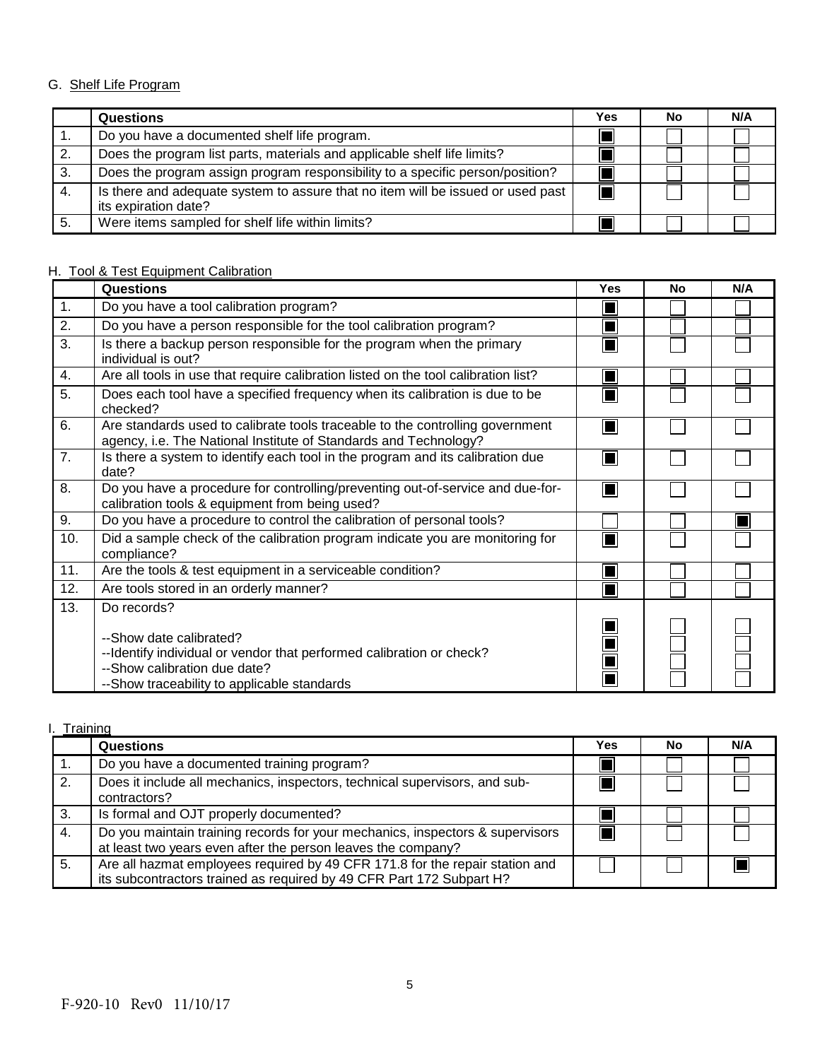## G. Shelf Life Program

| | Questions | Yes | No | N/A |
|---|---|---|---|---|
| 1. | Do you have a documented shelf life program. | ■ | ☐ | ☐ |
| 2. | Does the program list parts, materials and applicable shelf life limits? | ■ | ☐ | ☐ |
| 3. | Does the program assign program responsibility to a specific person/position? | ■ | ☐ | ☐ |
| 4. | Is there and adequate system to assure that no item will be issued or used past its expiration date? | ■ | ☐ | ☐ |
| 5. | Were items sampled for shelf life within limits? | ■ | ☐ | ☐ |

## H. Tool & Test Equipment Calibration

| | Questions | Yes | No | N/A |
|---|---|---|---|---|
| 1. | Do you have a tool calibration program? | ■ | ☐ | ☐ |
| 2. | Do you have a person responsible for the tool calibration program? | ■ | ☐ | ☐ |
| 3. | Is there a backup person responsible for the program when the primary individual is out? | ■ | ☐ | ☐ |
| 4. | Are all tools in use that require calibration listed on the tool calibration list? | ■ | ☐ | ☐ |
| 5. | Does each tool have a specified frequency when its calibration is due to be checked? | ■ | ☐ | ☐ |
| 6. | Are standards used to calibrate tools traceable to the controlling government agency, i.e. The National Institute of Standards and Technology? | ■ | ☐ | ☐ |
| 7. | Is there a system to identify each tool in the program and its calibration due date? | ■ | ☐ | ☐ |
| 8. | Do you have a procedure for controlling/preventing out-of-service and due-for-calibration tools & equipment from being used? | ■ | ☐ | ☐ |
| 9. | Do you have a procedure to control the calibration of personal tools? | ☐ | ☐ | ■ |
| 10. | Did a sample check of the calibration program indicate you are monitoring for compliance? | ■ | ☐ | ☐ |
| 11. | Are the tools & test equipment in a serviceable condition? | ■ | ☐ | ☐ |
| 12. | Are tools stored in an orderly manner? | ■ | ☐ | ☐ |
| 13. | Do records? | | | |
| | --Show date calibrated? | ■ | ☐ | ☐ |
| | --Identify individual or vendor that performed calibration or check? | ■ | ☐ | ☐ |
| | --Show calibration due date? | ■ | ☐ | ☐ |
| | --Show traceability to applicable standards | ■ | ☐ | ☐ |

## I. Training

| | Questions | Yes | No | N/A |
|---|---|---|---|---|
| 1. | Do you have a documented training program? | ■ | ☐ | ☐ |
| 2. | Does it include all mechanics, inspectors, technical supervisors, and sub-contractors? | ■ | ☐ | ☐ |
| 3. | Is formal and OJT properly documented? | ■ | ☐ | ☐ |
| 4. | Do you maintain training records for your mechanics, inspectors & supervisors at least two years even after the person leaves the company? | ■ | ☐ | ☐ |
| 5. | Are all hazmat employees required by 49 CFR 171.8 for the repair station and its subcontractors trained as required by 49 CFR Part 172 Subpart H? | ☐ | ☐ | ■ |

F-920-10 Rev0 11/10/17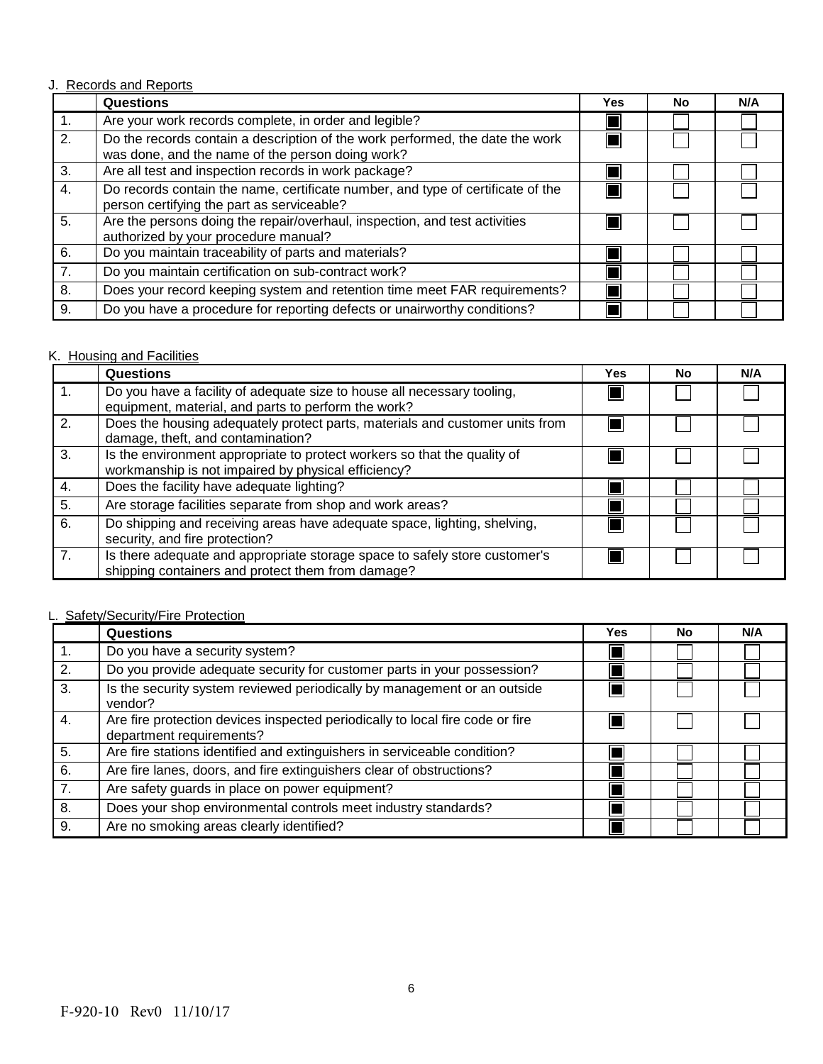J. Records and Reports

| | Questions | Yes | No | N/A |
|---|---|---|---|---|
| 1. | Are your work records complete, in order and legible? | ■ | ☐ | ☐ |
| 2. | Do the records contain a description of the work performed, the date the work was done, and the name of the person doing work? | ■ | ☐ | ☐ |
| 3. | Are all test and inspection records in work package? | ■ | ☐ | ☐ |
| 4. | Do records contain the name, certificate number, and type of certificate of the person certifying the part as serviceable? | ■ | ☐ | ☐ |
| 5. | Are the persons doing the repair/overhaul, inspection, and test activities authorized by your procedure manual? | ■ | ☐ | ☐ |
| 6. | Do you maintain traceability of parts and materials? | ■ | ☐ | ☐ |
| 7. | Do you maintain certification on sub-contract work? | ■ | ☐ | ☐ |
| 8. | Does your record keeping system and retention time meet FAR requirements? | ■ | ☐ | ☐ |
| 9. | Do you have a procedure for reporting defects or unairworthy conditions? | ■ | ☐ | ☐ |

K. Housing and Facilities

| | Questions | Yes | No | N/A |
|---|---|---|---|---|
| 1. | Do you have a facility of adequate size to house all necessary tooling, equipment, material, and parts to perform the work? | ■ | ☐ | ☐ |
| 2. | Does the housing adequately protect parts, materials and customer units from damage, theft, and contamination? | ■ | ☐ | ☐ |
| 3. | Is the environment appropriate to protect workers so that the quality of workmanship is not impaired by physical efficiency? | ■ | ☐ | ☐ |
| 4. | Does the facility have adequate lighting? | ■ | ☐ | ☐ |
| 5. | Are storage facilities separate from shop and work areas? | ■ | ☐ | ☐ |
| 6. | Do shipping and receiving areas have adequate space, lighting, shelving, security, and fire protection? | ■ | ☐ | ☐ |
| 7. | Is there adequate and appropriate storage space to safely store customer's shipping containers and protect them from damage? | ■ | ☐ | ☐ |

L. Safety/Security/Fire Protection

| | Questions | Yes | No | N/A |
|---|---|---|---|---|
| 1. | Do you have a security system? | ■ | ☐ | ☐ |
| 2. | Do you provide adequate security for customer parts in your possession? | ■ | ☐ | ☐ |
| 3. | Is the security system reviewed periodically by management or an outside vendor? | ■ | ☐ | ☐ |
| 4. | Are fire protection devices inspected periodically to local fire code or fire department requirements? | ■ | ☐ | ☐ |
| 5. | Are fire stations identified and extinguishers in serviceable condition? | ■ | ☐ | ☐ |
| 6. | Are fire lanes, doors, and fire extinguishers clear of obstructions? | ■ | ☐ | ☐ |
| 7. | Are safety guards in place on power equipment? | ■ | ☐ | ☐ |
| 8. | Does your shop environmental controls meet industry standards? | ■ | ☐ | ☐ |
| 9. | Are no smoking areas clearly identified? | ■ | ☐ | ☐ |

F-920-10 Rev0 11/10/17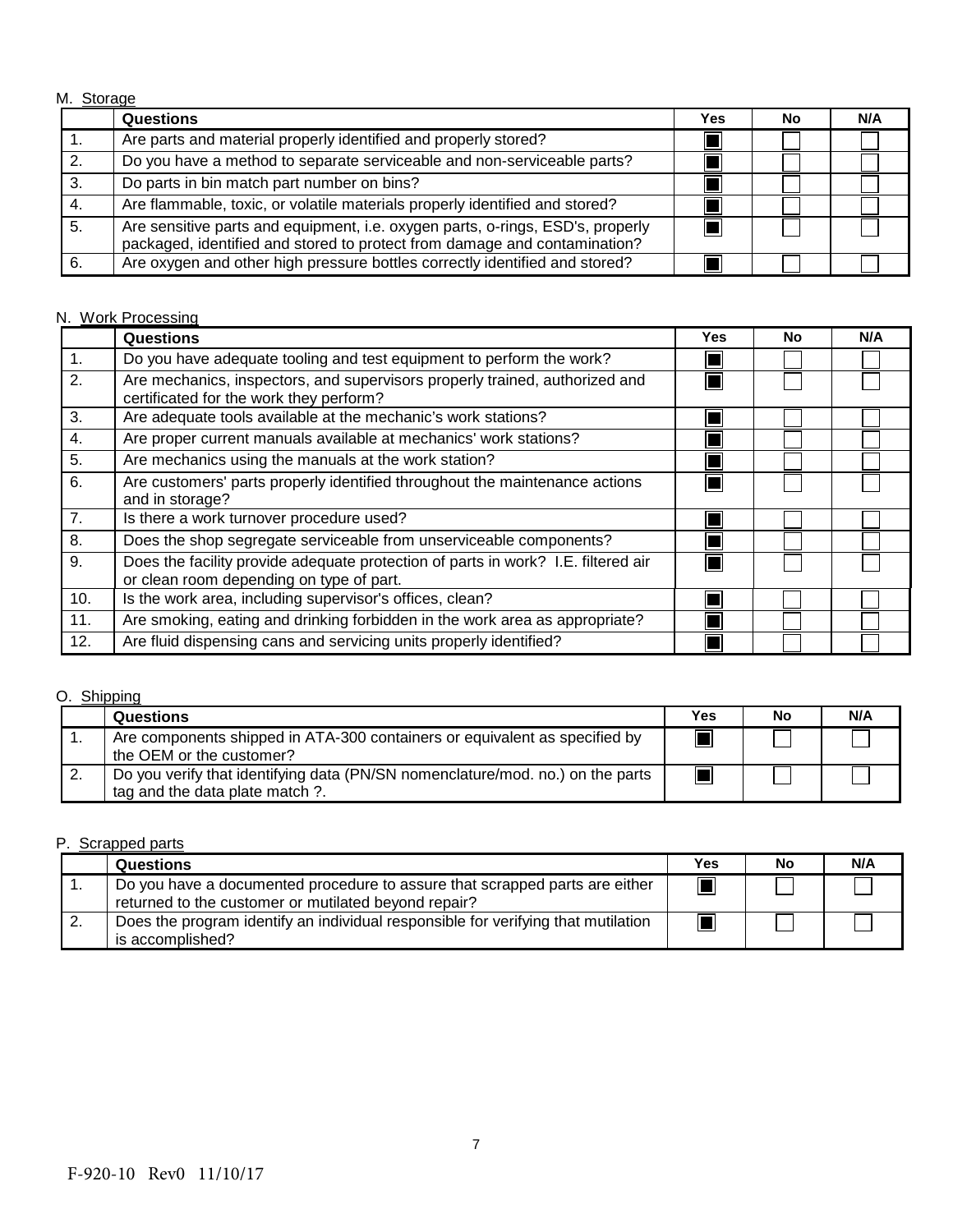M. Storage

| | Questions | Yes | No | N/A |
|---|---|---|---|---|
| 1. | Are parts and material properly identified and properly stored? | ☒ | ☐ | ☐ |
| 2. | Do you have a method to separate serviceable and non-serviceable parts? | ☒ | ☐ | ☐ |
| 3. | Do parts in bin match part number on bins? | ☒ | ☐ | ☐ |
| 4. | Are flammable, toxic, or volatile materials properly identified and stored? | ☒ | ☐ | ☐ |
| 5. | Are sensitive parts and equipment, i.e. oxygen parts, o-rings, ESD's, properly packaged, identified and stored to protect from damage and contamination? | ☒ | ☐ | ☐ |
| 6. | Are oxygen and other high pressure bottles correctly identified and stored? | ☒ | ☐ | ☐ |

N. Work Processing

| | Questions | Yes | No | N/A |
|---|---|---|---|---|
| 1. | Do you have adequate tooling and test equipment to perform the work? | ☒ | ☐ | ☐ |
| 2. | Are mechanics, inspectors, and supervisors properly trained, authorized and certificated for the work they perform? | ☒ | ☐ | ☐ |
| 3. | Are adequate tools available at the mechanic's work stations? | ☒ | ☐ | ☐ |
| 4. | Are proper current manuals available at mechanics' work stations? | ☒ | ☐ | ☐ |
| 5. | Are mechanics using the manuals at the work station? | ☒ | ☐ | ☐ |
| 6. | Are customers' parts properly identified throughout the maintenance actions and in storage? | ☒ | ☐ | ☐ |
| 7. | Is there a work turnover procedure used? | ☒ | ☐ | ☐ |
| 8. | Does the shop segregate serviceable from unserviceable components? | ☒ | ☐ | ☐ |
| 9. | Does the facility provide adequate protection of parts in work? I.E. filtered air or clean room depending on type of part. | ☒ | ☐ | ☐ |
| 10. | Is the work area, including supervisor's offices, clean? | ☒ | ☐ | ☐ |
| 11. | Are smoking, eating and drinking forbidden in the work area as appropriate? | ☒ | ☐ | ☐ |
| 12. | Are fluid dispensing cans and servicing units properly identified? | ☒ | ☐ | ☐ |

O. Shipping

| | Questions | Yes | No | N/A |
|---|---|---|---|---|
| 1. | Are components shipped in ATA-300 containers or equivalent as specified by the OEM or the customer? | ☒ | ☐ | ☐ |
| 2. | Do you verify that identifying data (PN/SN nomenclature/mod. no.) on the parts tag and the data plate match ?. | ☒ | ☐ | ☐ |

P. Scrapped parts

| | Questions | Yes | No | N/A |
|---|---|---|---|---|
| 1. | Do you have a documented procedure to assure that scrapped parts are either returned to the customer or mutilated beyond repair? | ☒ | ☐ | ☐ |
| 2. | Does the program identify an individual responsible for verifying that mutilation is accomplished? | ☒ | ☐ | ☐ |

F-920-10 Rev0 11/10/17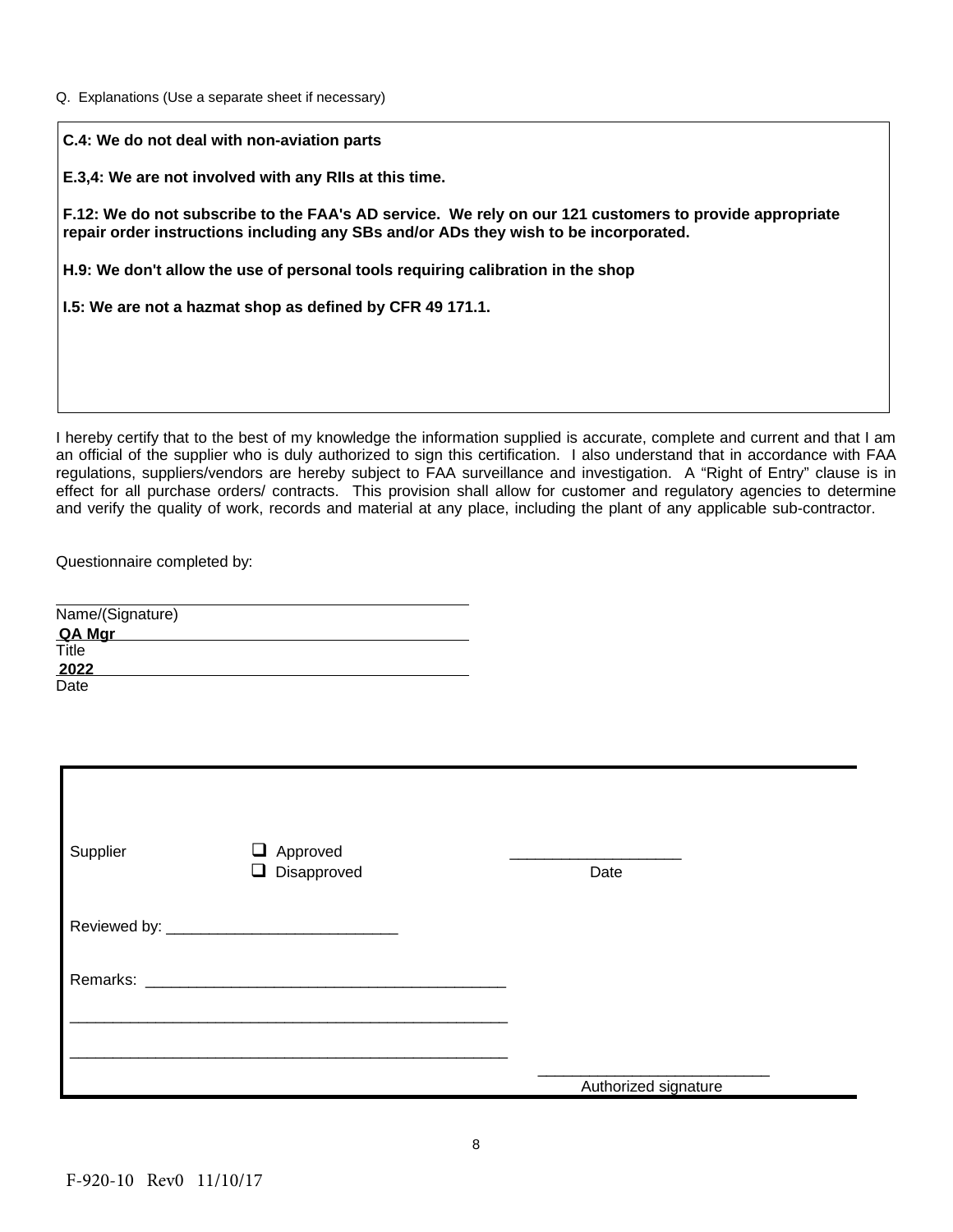Q. Explanations (Use a separate sheet if necessary)

**C.4: We do not deal with non-aviation parts**

**E.3,4: We are not involved with any RIIs at this time.**

**F.12: We do not subscribe to the FAA's AD service. We rely on our 121 customers to provide appropriate repair order instructions including any SBs and/or ADs they wish to be incorporated.**

**H.9: We don't allow the use of personal tools requiring calibration in the shop**

**I.5: We are not a hazmat shop as defined by CFR 49 171.1.**

I hereby certify that to the best of my knowledge the information supplied is accurate, complete and current and that I am an official of the supplier who is duly authorized to sign this certification. I also understand that in accordance with FAA regulations, suppliers/vendors are hereby subject to FAA surveillance and investigation. A "Right of Entry" clause is in effect for all purchase orders/ contracts. This provision shall allow for customer and regulatory agencies to determine and verify the quality of work, records and material at any place, including the plant of any applicable sub-contractor.

Questionnaire completed by:

______________________________
Name/(Signature)

**QA Mgr**
Title

**2022**
Date

Supplier ☐ Approved ☐ Disapproved ____________________ Date

Reviewed by: ___________________________

Remarks: __________________________________________

_____________________________________________________

_____________________________________________________

__________________________
Authorized signature

F-920-10 Rev0 11/10/17